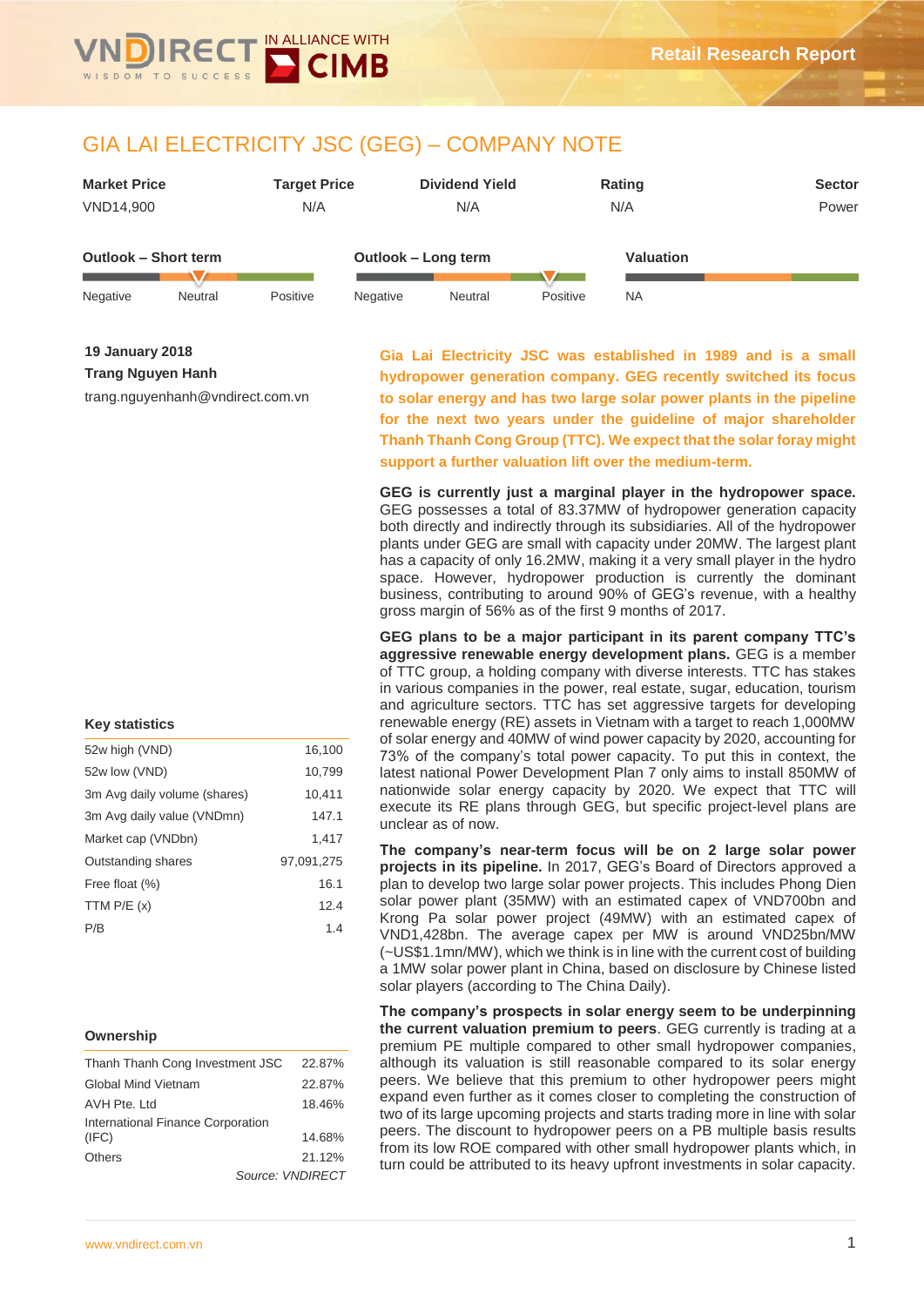# GIA LAI ELECTRICITY JSC (GEG) – COMPANY NOTE

| Market Price | Target Price | Dividend Yield | Rating | Sector |
|---|---|---|---|---|
| VND14,900 | N/A | N/A | N/A | Power |

| Outlook – Short term | Outlook – Long term | Valuation |
|---|---|---|
| Negative / **Neutral** / Positive | Negative / Neutral / **Positive** | NA |

**19 January 2018**
**Trang Nguyen Hanh**
trang.nguyenhanh@vndirect.com.vn

**Gia Lai Electricity JSC was established in 1989 and is a small hydropower generation company. GEG recently switched its focus to solar energy and has two large solar power plants in the pipeline for the next two years under the guideline of major shareholder Thanh Thanh Cong Group (TTC). We expect that the solar foray might support a further valuation lift over the medium-term.**

**GEG is currently just a marginal player in the hydropower space.** GEG possesses a total of 83.37MW of hydropower generation capacity both directly and indirectly through its subsidiaries. All of the hydropower plants under GEG are small with capacity under 20MW. The largest plant has a capacity of only 16.2MW, making it a very small player in the hydro space. However, hydropower production is currently the dominant business, contributing to around 90% of GEG's revenue, with a healthy gross margin of 56% as of the first 9 months of 2017.

**GEG plans to be a major participant in its parent company TTC's aggressive renewable energy development plans.** GEG is a member of TTC group, a holding company with diverse interests. TTC has stakes in various companies in the power, real estate, sugar, education, tourism and agriculture sectors. TTC has set aggressive targets for developing renewable energy (RE) assets in Vietnam with a target to reach 1,000MW of solar energy and 40MW of wind power capacity by 2020, accounting for 73% of the company's total power capacity. To put this in context, the latest national Power Development Plan 7 only aims to install 850MW of nationwide solar energy capacity by 2020. We expect that TTC will execute its RE plans through GEG, but specific project-level plans are unclear as of now.

**The company's near-term focus will be on 2 large solar power projects in its pipeline.** In 2017, GEG's Board of Directors approved a plan to to develop two large solar power projects. This includes Phong Dien solar power plant (35MW) with an estimated capex of VND700bn and Krong Pa solar power project (49MW) with an estimated capex of VND1,428bn. The average capex per MW is around VND25bn/MW (~US$1.1mn/MW), which we think is in line with the current cost of building a 1MW solar power plant in China, based on disclosure by Chinese listed solar players (according to The China Daily).

**The company's prospects in solar energy seem to be underpinning the current valuation premium to peers**. GEG currently is trading at a premium PE multiple compared to other small hydropower companies, although its valuation is still reasonable compared to its solar energy peers. We believe that this premium to other hydropower peers might expand even further as it comes closer to completing the construction of two of its large upcoming projects and starts trading more in line with solar peers. The discount to hydropower peers on a PB multiple basis results from its low ROE compared with other small hydropower plants which, in turn could be attributed to its heavy upfront investments in solar capacity.

### Key statistics

| | |
|---|---|
| 52w high (VND) | 16,100 |
| 52w low (VND) | 10,799 |
| 3m Avg daily volume (shares) | 10,411 |
| 3m Avg daily value (VNDmn) | 147.1 |
| Market cap (VNDbn) | 1,417 |
| Outstanding shares | 97,091,275 |
| Free float (%) | 16.1 |
| TTM P/E (x) | 12.4 |
| P/B | 1.4 |

### Ownership

| | |
|---|---|
| Thanh Thanh Cong Investment JSC | 22.87% |
| Global Mind Vietnam | 22.87% |
| AVH Pte. Ltd | 18.46% |
| International Finance Corporation (IFC) | 14.68% |
| Others | 21.12% |

*Source: VNDIRECT*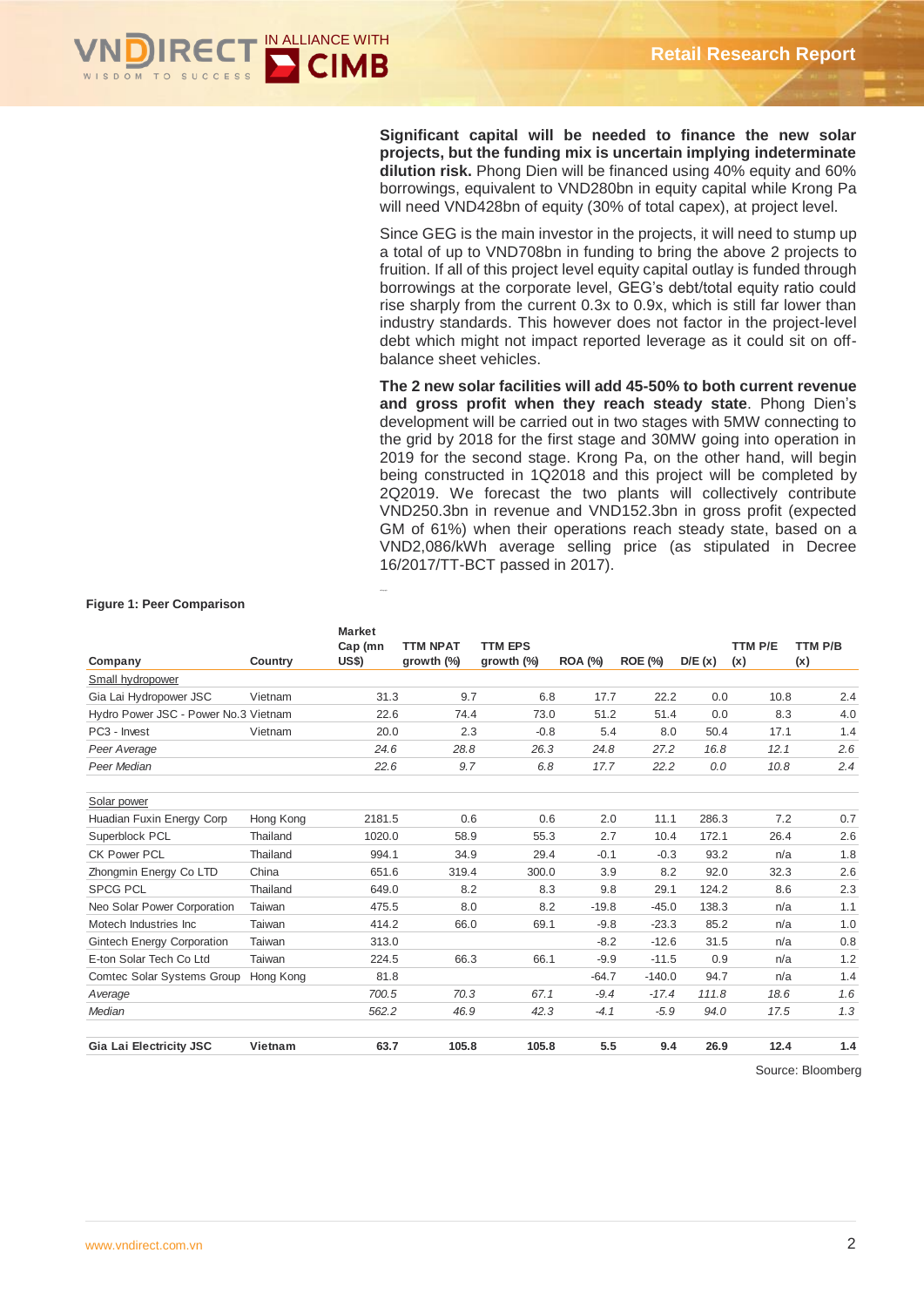**Significant capital will be needed to finance the new solar projects, but the funding mix is uncertain implying indeterminate dilution risk.** Phong Dien will be financed using 40% equity and 60% borrowings, equivalent to VND280bn in equity capital while Krong Pa will need VND428bn of equity (30% of total capex), at project level.

Since GEG is the main investor in the projects, it will need to stump up a total of up to VND708bn in funding to bring the above 2 projects to fruition. If all of this project level equity capital outlay is funded through borrowings at the corporate level, GEG's debt/total equity ratio could rise sharply from the current 0.3x to 0.9x, which is still far lower than industry standards. This however does not factor in the project-level debt which might not impact reported leverage as it could sit on off-balance sheet vehicles.

**The 2 new solar facilities will add 45-50% to both current revenue and gross profit when they reach steady state.** Phong Dien's development will be carried out in two stages with 5MW connecting to the grid by 2018 for the first stage and 30MW going into operation in 2019 for the second stage. Krong Pa, on the other hand, will begin being constructed in 1Q2018 and this project will be completed by 2Q2019. We forecast the two plants will collectively contribute VND250.3bn in revenue and VND152.3bn in gross profit (expected GM of 61%) when their operations reach steady state, based on a VND2,086/kWh average selling price (as stipulated in Decree 16/2017/TT-BCT passed in 2017).

**Figure 1: Peer Comparison**

| Company | Country | Market Cap (mn US$) | TTM NPAT growth (%) | TTM EPS growth (%) | ROA (%) | ROE (%) | D/E (x) | TTM P/E (x) | TTM P/B (x) |
|---|---|---|---|---|---|---|---|---|---|
| Small hydropower | | | | | | | | | |
| Gia Lai Hydropower JSC | Vietnam | 31.3 | 9.7 | 6.8 | 17.7 | 22.2 | 0.0 | 10.8 | 2.4 |
| Hydro Power JSC - Power No.3 | Vietnam | 22.6 | 74.4 | 73.0 | 51.2 | 51.4 | 0.0 | 8.3 | 4.0 |
| PC3 - Invest | Vietnam | 20.0 | 2.3 | -0.8 | 5.4 | 8.0 | 50.4 | 17.1 | 1.4 |
| *Peer Average* | | *24.6* | *28.8* | *26.3* | *24.8* | *27.2* | *16.8* | *12.1* | *2.6* |
| *Peer Median* | | *22.6* | *9.7* | *6.8* | *17.7* | *22.2* | *0.0* | *10.8* | *2.4* |
| Solar power | | | | | | | | | |
| Huadian Fuxin Energy Corp | Hong Kong | 2181.5 | 0.6 | 0.6 | 2.0 | 11.1 | 286.3 | 7.2 | 0.7 |
| Superblock PCL | Thailand | 1020.0 | 58.9 | 55.3 | 2.7 | 10.4 | 172.1 | 26.4 | 2.6 |
| CK Power PCL | Thailand | 994.1 | 34.9 | 29.4 | -0.1 | -0.3 | 93.2 | n/a | 1.8 |
| Zhongmin Energy Co LTD | China | 651.6 | 319.4 | 300.0 | 3.9 | 8.2 | 92.0 | 32.3 | 2.6 |
| SPCG PCL | Thailand | 649.0 | 8.2 | 8.3 | 9.8 | 29.1 | 124.2 | 8.6 | 2.3 |
| Neo Solar Power Corporation | Taiwan | 475.5 | 8.0 | 8.2 | -19.8 | -45.0 | 138.3 | n/a | 1.1 |
| Motech Industries Inc | Taiwan | 414.2 | 66.0 | 69.1 | -9.8 | -23.3 | 85.2 | n/a | 1.0 |
| Gintech Energy Corporation | Taiwan | 313.0 | | | -8.2 | -12.6 | 31.5 | n/a | 0.8 |
| E-ton Solar Tech Co Ltd | Taiwan | 224.5 | 66.3 | 66.1 | -9.9 | -11.5 | 0.9 | n/a | 1.2 |
| Comtec Solar Systems Group | Hong Kong | 81.8 | | | -64.7 | -140.0 | 94.7 | n/a | 1.4 |
| *Average* | | *700.5* | *70.3* | *67.1* | *-9.4* | *-17.4* | *111.8* | *18.6* | *1.6* |
| *Median* | | *562.2* | *46.9* | *42.3* | *-4.1* | *-5.9* | *94.0* | *17.5* | *1.3* |
| **Gia Lai Electricity JSC** | **Vietnam** | **63.7** | **105.8** | **105.8** | **5.5** | **9.4** | **26.9** | **12.4** | **1.4** |

Source: Bloomberg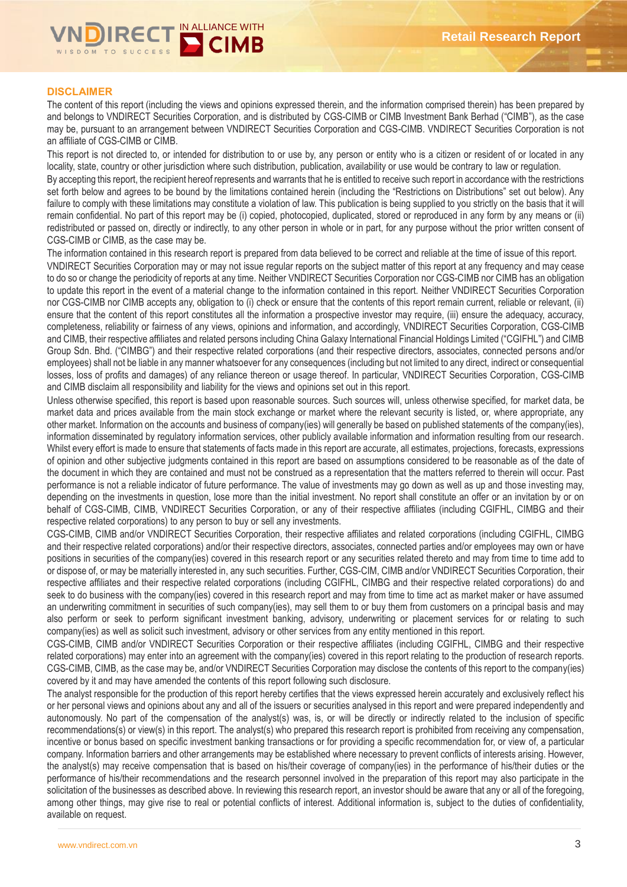## DISCLAIMER

The content of this report (including the views and opinions expressed therein, and the information comprised therein) has been prepared by and belongs to VNDIRECT Securities Corporation, and is distributed by CGS-CIMB or CIMB Investment Bank Berhad ("CIMB"), as the case may be, pursuant to an arrangement between VNDIRECT Securities Corporation and CGS-CIMB. VNDIRECT Securities Corporation is not an affiliate of CGS-CIMB or CIMB.

This report is not directed to, or intended for distribution to or use by, any person or entity who is a citizen or resident of or located in any locality, state, country or other jurisdiction where such distribution, publication, availability or use would be contrary to law or regulation.

By accepting this report, the recipient hereof represents and warrants that he is entitled to receive such report in accordance with the restrictions set forth below and agrees to be bound by the limitations contained herein (including the "Restrictions on Distributions" set out below). Any failure to comply with these limitations may constitute a violation of law. This publication is being supplied to you strictly on the basis that it will remain confidential. No part of this report may be (i) copied, photocopied, duplicated, stored or reproduced in any form by any means or (ii) redistributed or passed on, directly or indirectly, to any other person in whole or in part, for any purpose without the prior written consent of CGS-CIMB or CIMB, as the case may be.

The information contained in this research report is prepared from data believed to be correct and reliable at the time of issue of this report. VNDIRECT Securities Corporation may or may not issue regular reports on the subject matter of this report at any frequency and may cease to do so or change the periodicity of reports at any time. Neither VNDIRECT Securities Corporation nor CGS-CIMB nor CIMB has an obligation to update this report in the event of a material change to the information contained in this report. Neither VNDIRECT Securities Corporation nor CGS-CIMB nor CIMB accepts any, obligation to (i) check or ensure that the contents of this report remain current, reliable or relevant, (ii) ensure that the content of this report constitutes all the information a prospective investor may require, (iii) ensure the adequacy, accuracy, completeness, reliability or fairness of any views, opinions and information, and accordingly, VNDIRECT Securities Corporation, CGS-CIMB and CIMB, their respective affiliates and related persons including China Galaxy International Financial Holdings Limited ("CGIFHL") and CIMB Group Sdn. Bhd. ("CIMBG") and their respective related corporations (and their respective directors, associates, connected persons and/or employees) shall not be liable in any manner whatsoever for any consequences (including but not limited to any direct, indirect or consequential losses, loss of profits and damages) of any reliance thereon or usage thereof. In particular, VNDIRECT Securities Corporation, CGS-CIMB and CIMB disclaim all responsibility and liability for the views and opinions set out in this report.

Unless otherwise specified, this report is based upon reasonable sources. Such sources will, unless otherwise specified, for market data, be market data and prices available from the main stock exchange or market where the relevant security is listed, or, where appropriate, any other market. Information on the accounts and business of company(ies) will generally be based on published statements of the company(ies), information disseminated by regulatory information services, other publicly available information and information resulting from our research. Whilst every effort is made to ensure that statements of facts made in this report are accurate, all estimates, projections, forecasts, expressions of opinion and other subjective judgments contained in this report are based on assumptions considered to be reasonable as of the date of the document in which they are contained and must not be construed as a representation that the matters referred to therein will occur. Past performance is not a reliable indicator of future performance. The value of investments may go down as well as up and those investing may, depending on the investments in question, lose more than the initial investment. No report shall constitute an offer or an invitation by or on behalf of CGS-CIMB, CIMB, VNDIRECT Securities Corporation, or any of their respective affiliates (including CGIFHL, CIMBG and their respective related corporations) to any person to buy or sell any investments.

CGS-CIMB, CIMB and/or VNDIRECT Securities Corporation, their respective affiliates and related corporations (including CGIFHL, CIMBG and their respective related corporations) and/or their respective directors, associates, connected parties and/or employees may own or have positions in securities of the company(ies) covered in this research report or any securities related thereto and may from time to time add to or dispose of, or may be materially interested in, any such securities. Further, CGS-CIM, CIMB and/or VNDIRECT Securities Corporation, their respective affiliates and their respective related corporations (including CGIFHL, CIMBG and their respective related corporations) do and seek to do business with the company(ies) covered in this research report and may from time to time act as market maker or have assumed an underwriting commitment in securities of such company(ies), may sell them to or buy them from customers on a principal basis and may also perform or seek to perform significant investment banking, advisory, underwriting or placement services for or relating to such company(ies) as well as solicit such investment, advisory or other services from any entity mentioned in this report.

CGS-CIMB, CIMB and/or VNDIRECT Securities Corporation or their respective affiliates (including CGIFHL, CIMBG and their respective related corporations) may enter into an agreement with the company(ies) covered in this report relating to the production of research reports. CGS-CIMB, CIMB, as the case may be, and/or VNDIRECT Securities Corporation may disclose the contents of this report to the company(ies) covered by it and may have amended the contents of this report following such disclosure.

The analyst responsible for the production of this report hereby certifies that the views expressed herein accurately and exclusively reflect his or her personal views and opinions about any and all of the issuers or securities analysed in this report and were prepared independently and autonomously. No part of the compensation of the analyst(s) was, is, or will be directly or indirectly related to the inclusion of specific recommendations(s) or view(s) in this report. The analyst(s) who prepared this research report is prohibited from receiving any compensation, incentive or bonus based on specific investment banking transactions or for providing a specific recommendation for, or view of, a particular company. Information barriers and other arrangements may be established where necessary to prevent conflicts of interests arising. However, the analyst(s) may receive compensation that is based on his/their coverage of company(ies) in the performance of his/their duties or the performance of his/their recommendations and the research personnel involved in the preparation of this report may also participate in the solicitation of the businesses as described above. In reviewing this research report, an investor should be aware that any or all of the foregoing, among other things, may give rise to real or potential conflicts of interest. Additional information is, subject to the duties of confidentiality, available on request.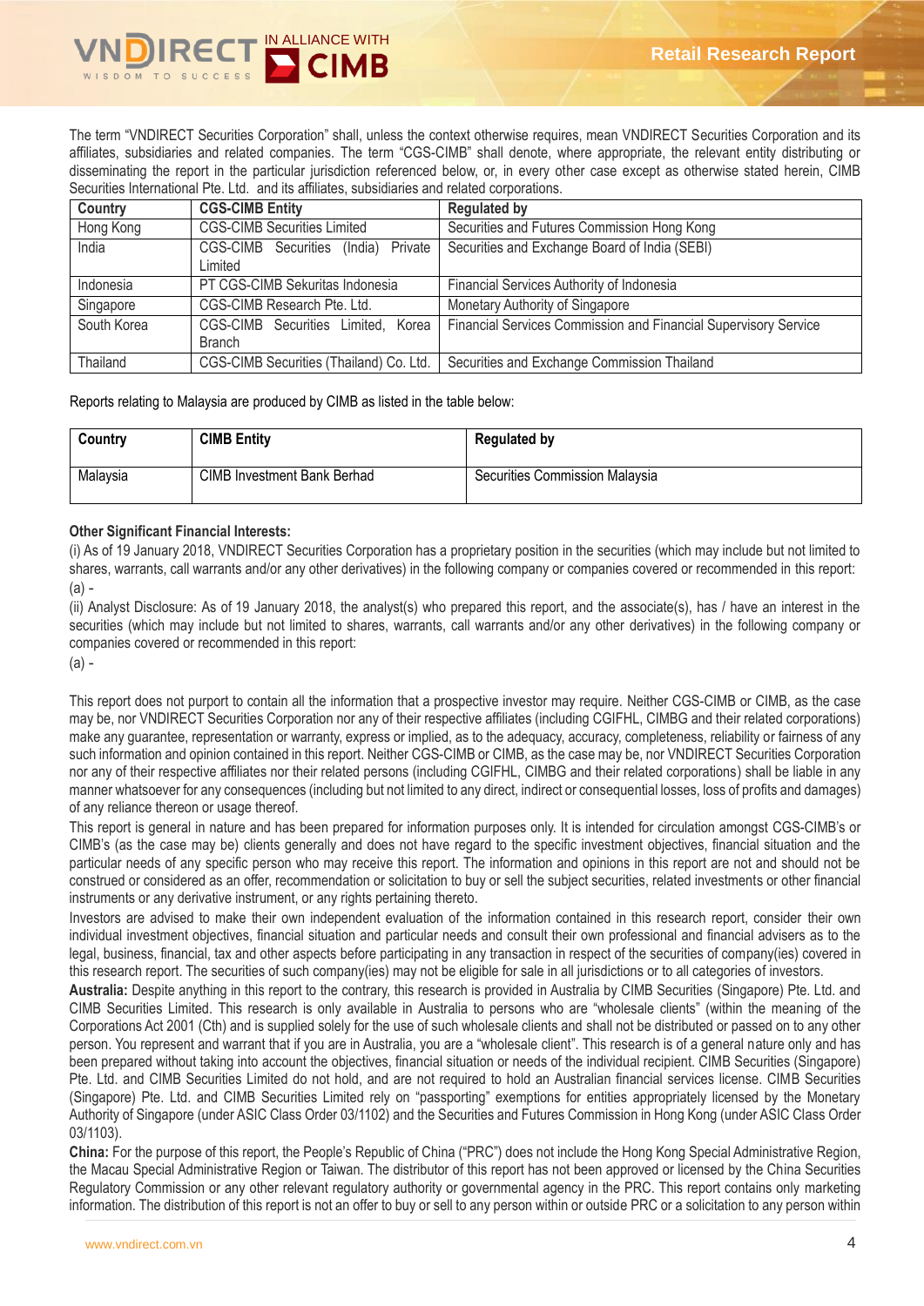The term "VNDIRECT Securities Corporation" shall, unless the context otherwise requires, mean VNDIRECT Securities Corporation and its affiliates, subsidiaries and related companies. The term "CGS-CIMB" shall denote, where appropriate, the relevant entity distributing or disseminating the report in the particular jurisdiction referenced below, or, in every other case except as otherwise stated herein, CIMB Securities International Pte. Ltd. and its affiliates, subsidiaries and related corporations.

| Country | CGS-CIMB Entity | Regulated by |
|---|---|---|
| Hong Kong | CGS-CIMB Securities Limited | Securities and Futures Commission Hong Kong |
| India | CGS-CIMB Securities (India) Private Limited | Securities and Exchange Board of India (SEBI) |
| Indonesia | PT CGS-CIMB Sekuritas Indonesia | Financial Services Authority of Indonesia |
| Singapore | CGS-CIMB Research Pte. Ltd. | Monetary Authority of Singapore |
| South Korea | CGS-CIMB Securities Limited, Korea Branch | Financial Services Commission and Financial Supervisory Service |
| Thailand | CGS-CIMB Securities (Thailand) Co. Ltd. | Securities and Exchange Commission Thailand |

Reports relating to Malaysia are produced by CIMB as listed in the table below:

| Country | CIMB Entity | Regulated by |
|---|---|---|
| Malaysia | CIMB Investment Bank Berhad | Securities Commission Malaysia |

**Other Significant Financial Interests:**

(i) As of 19 January 2018, VNDIRECT Securities Corporation has a proprietary position in the securities (which may include but not limited to shares, warrants, call warrants and/or any other derivatives) in the following company or companies covered or recommended in this report:
(a) -

(ii) Analyst Disclosure: As of 19 January 2018, the analyst(s) who prepared this report, and the associate(s), has / have an interest in the securities (which may include but not limited to shares, warrants, call warrants and/or any other derivatives) in the following company or companies covered or recommended in this report:
(a) -

This report does not purport to contain all the information that a prospective investor may require. Neither CGS-CIMB or CIMB, as the case may be, nor VNDIRECT Securities Corporation nor any of their respective affiliates (including CGIFHL, CIMBG and their related corporations) make any guarantee, representation or warranty, express or implied, as to the adequacy, accuracy, completeness, reliability or fairness of any such information and opinion contained in this report. Neither CGS-CIMB or CIMB, as the case may be, nor VNDIRECT Securities Corporation nor any of their respective affiliates nor their related persons (including CGIFHL, CIMBG and their related corporations) shall be liable in any manner whatsoever for any consequences (including but not limited to any direct, indirect or consequential losses, loss of profits and damages) of any reliance thereon or usage thereof.

This report is general in nature and has been prepared for information purposes only. It is intended for circulation amongst CGS-CIMB's or CIMB's (as the case may be) clients generally and does not have regard to the specific investment objectives, financial situation and the particular needs of any specific person who may receive this report. The information and opinions in this report are not and should not be construed or considered as an offer, recommendation or solicitation to buy or sell the subject securities, related investments or other financial instruments or any derivative instrument, or any rights pertaining thereto.

Investors are advised to make their own independent evaluation of the information contained in this research report, consider their own individual investment objectives, financial situation and particular needs and consult their own professional and financial advisers as to the legal, business, financial, tax and other aspects before participating in any transaction in respect of the securities of company(ies) covered in this research report. The securities of such company(ies) may not be eligible for sale in all jurisdictions or to all categories of investors.

**Australia:** Despite anything in this report to the contrary, this research is provided in Australia by CIMB Securities (Singapore) Pte. Ltd. and CIMB Securities Limited. This research is only available in Australia to persons who are "wholesale clients" (within the meaning of the Corporations Act 2001 (Cth) and is supplied solely for the use of such wholesale clients and shall not be distributed or passed on to any other person. You represent and warrant that if you are in Australia, you are a "wholesale client". This research is of a general nature only and has been prepared without taking into account the objectives, financial situation or needs of the individual recipient. CIMB Securities (Singapore) Pte. Ltd. and CIMB Securities Limited do not hold, and are not required to hold an Australian financial services license. CIMB Securities (Singapore) Pte. Ltd. and CIMB Securities Limited rely on "passporting" exemptions for entities appropriately licensed by the Monetary Authority of Singapore (under ASIC Class Order 03/1102) and the Securities and Futures Commission in Hong Kong (under ASIC Class Order 03/1103).

**China:** For the purpose of this report, the People's Republic of China ("PRC") does not include the Hong Kong Special Administrative Region, the Macau Special Administrative Region or Taiwan. The distributor of this report has not been approved or licensed by the China Securities Regulatory Commission or any other relevant regulatory authority or governmental agency in the PRC. This report contains only marketing information. The distribution of this report is not an offer to buy or sell to any person within or outside PRC or a solicitation to any person within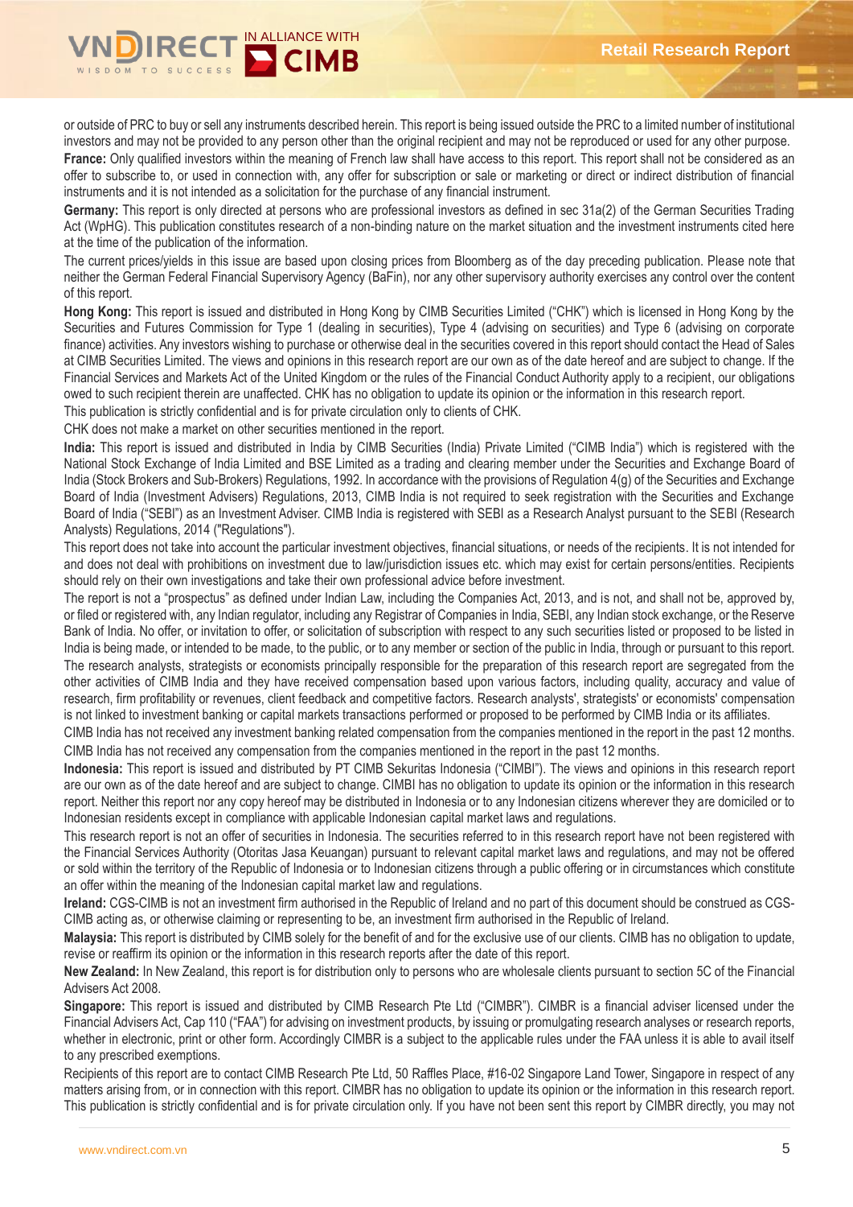or outside of PRC to buy or sell any instruments described herein. This report is being issued outside the PRC to a limited number of institutional investors and may not be provided to any person other than the original recipient and may not be reproduced or used for any other purpose.

**France:** Only qualified investors within the meaning of French law shall have access to this report. This report shall not be considered as an offer to subscribe to, or used in connection with, any offer for subscription or sale or marketing or direct or indirect distribution of financial instruments and it is not intended as a solicitation for the purchase of any financial instrument.

**Germany:** This report is only directed at persons who are professional investors as defined in sec 31a(2) of the German Securities Trading Act (WpHG). This publication constitutes research of a non-binding nature on the market situation and the investment instruments cited here at the time of the publication of the information.

The current prices/yields in this issue are based upon closing prices from Bloomberg as of the day preceding publication. Please note that neither the German Federal Financial Supervisory Agency (BaFin), nor any other supervisory authority exercises any control over the content of this report.

**Hong Kong:** This report is issued and distributed in Hong Kong by CIMB Securities Limited ("CHK") which is licensed in Hong Kong by the Securities and Futures Commission for Type 1 (dealing in securities), Type 4 (advising on securities) and Type 6 (advising on corporate finance) activities. Any investors wishing to purchase or otherwise deal in the securities covered in this report should contact the Head of Sales at CIMB Securities Limited. The views and opinions in this research report are our own as of the date hereof and are subject to change. If the Financial Services and Markets Act of the United Kingdom or the rules of the Financial Conduct Authority apply to a recipient, our obligations owed to such recipient therein are unaffected. CHK has no obligation to update its opinion or the information in this research report.

This publication is strictly confidential and is for private circulation only to clients of CHK.

CHK does not make a market on other securities mentioned in the report.

**India:** This report is issued and distributed in India by CIMB Securities (India) Private Limited ("CIMB India") which is registered with the National Stock Exchange of India Limited and BSE Limited as a trading and clearing member under the Securities and Exchange Board of India (Stock Brokers and Sub-Brokers) Regulations, 1992. In accordance with the provisions of Regulation 4(g) of the Securities and Exchange Board of India (Investment Advisers) Regulations, 2013, CIMB India is not required to seek registration with the Securities and Exchange Board of India ("SEBI") as an Investment Adviser. CIMB India is registered with SEBI as a Research Analyst pursuant to the SEBI (Research Analysts) Regulations, 2014 ("Regulations").

This report does not take into account the particular investment objectives, financial situations, or needs of the recipients. It is not intended for and does not deal with prohibitions on investment due to law/jurisdiction issues etc. which may exist for certain persons/entities. Recipients should rely on their own investigations and take their own professional advice before investment.

The report is not a "prospectus" as defined under Indian Law, including the Companies Act, 2013, and is not, and shall not be, approved by, or filed or registered with, any Indian regulator, including any Registrar of Companies in India, SEBI, any Indian stock exchange, or the Reserve Bank of India. No offer, or invitation to offer, or solicitation of subscription with respect to any such securities listed or proposed to be listed in India is being made, or intended to be made, to the public, or to any member or section of the public in India, through or pursuant to this report.

The research analysts, strategists or economists principally responsible for the preparation of this research report are segregated from the other activities of CIMB India and they have received compensation based upon various factors, including quality, accuracy and value of research, firm profitability or revenues, client feedback and competitive factors. Research analysts', strategists' or economists' compensation is not linked to investment banking or capital markets transactions performed or proposed to be performed by CIMB India or its affiliates.

CIMB India has not received any investment banking related compensation from the companies mentioned in the report in the past 12 months.

CIMB India has not received any compensation from the companies mentioned in the report in the past 12 months.

**Indonesia:** This report is issued and distributed by PT CIMB Sekuritas Indonesia ("CIMBI"). The views and opinions in this research report are our own as of the date hereof and are subject to change. CIMBI has no obligation to update its opinion or the information in this research report. Neither this report nor any copy hereof may be distributed in Indonesia or to any Indonesian citizens wherever they are domiciled or to Indonesian residents except in compliance with applicable Indonesian capital market laws and regulations.

This research report is not an offer of securities in Indonesia. The securities referred to in this research report have not been registered with the Financial Services Authority (Otoritas Jasa Keuangan) pursuant to relevant capital market laws and regulations, and may not be offered or sold within the territory of the Republic of Indonesia or to Indonesian citizens through a public offering or in circumstances which constitute an offer within the meaning of the Indonesian capital market law and regulations.

**Ireland:** CGS-CIMB is not an investment firm authorised in the Republic of Ireland and no part of this document should be construed as CGS-CIMB acting as, or otherwise claiming or representing to be, an investment firm authorised in the Republic of Ireland.

**Malaysia:** This report is distributed by CIMB solely for the benefit of and for the exclusive use of our clients. CIMB has no obligation to update, revise or reaffirm its opinion or the information in this research reports after the date of this report.

**New Zealand:** In New Zealand, this report is for distribution only to persons who are wholesale clients pursuant to section 5C of the Financial Advisers Act 2008.

**Singapore:** This report is issued and distributed by CIMB Research Pte Ltd ("CIMBR"). CIMBR is a financial adviser licensed under the Financial Advisers Act, Cap 110 ("FAA") for advising on investment products, by issuing or promulgating research analyses or research reports, whether in electronic, print or other form. Accordingly CIMBR is a subject to the applicable rules under the FAA unless it is able to avail itself to any prescribed exemptions.

Recipients of this report are to contact CIMB Research Pte Ltd, 50 Raffles Place, #16-02 Singapore Land Tower, Singapore in respect of any matters arising from, or in connection with this report. CIMBR has no obligation to update its opinion or the information in this research report. This publication is strictly confidential and is for private circulation only. If you have not been sent this report by CIMBR directly, you may not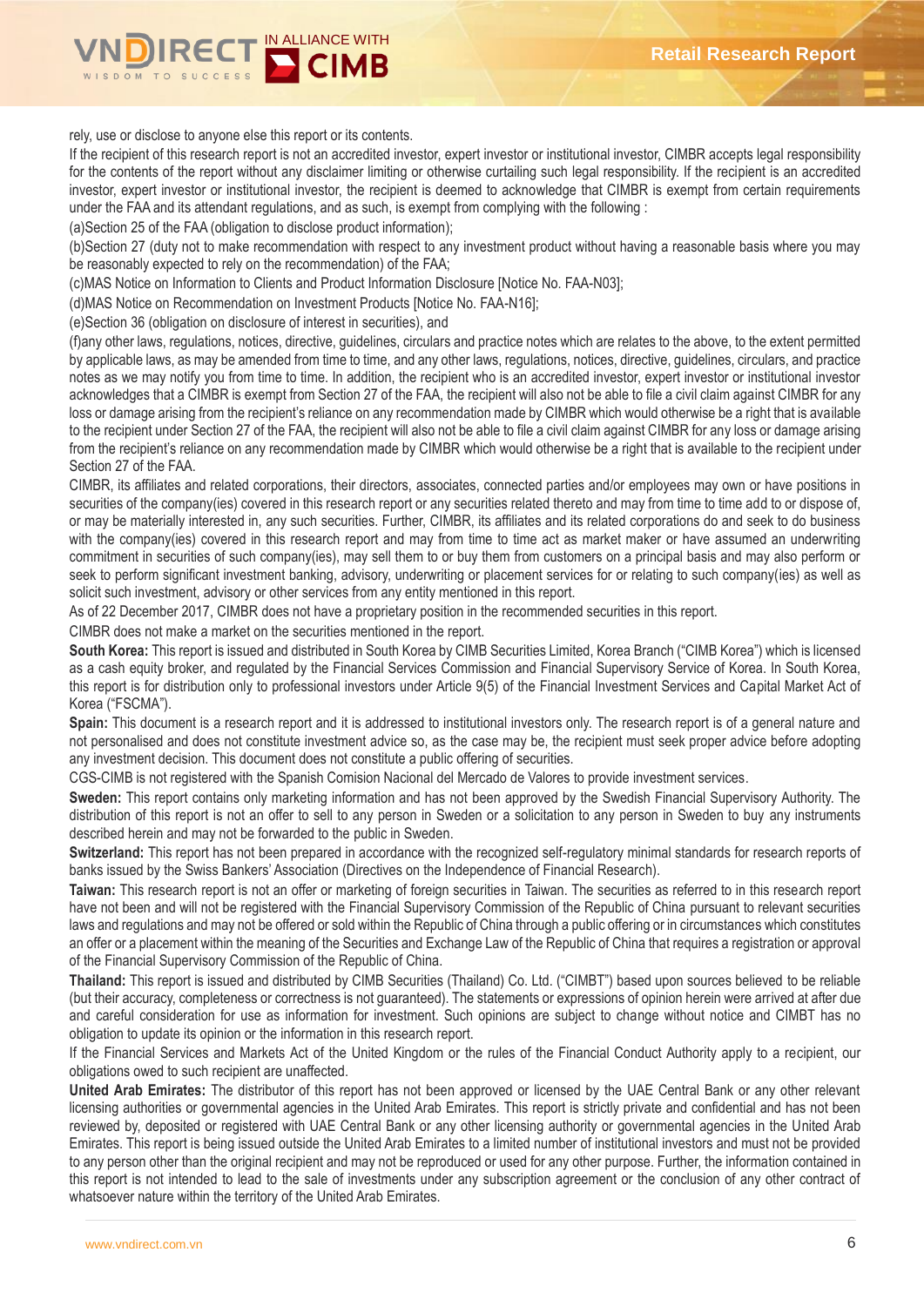rely, use or disclose to anyone else this report or its contents.

If the recipient of this research report is not an accredited investor, expert investor or institutional investor, CIMBR accepts legal responsibility for the contents of the report without any disclaimer limiting or otherwise curtailing such legal responsibility. If the recipient is an accredited investor, expert investor or institutional investor, the recipient is deemed to acknowledge that CIMBR is exempt from certain requirements under the FAA and its attendant regulations, and as such, is exempt from complying with the following :

(a)Section 25 of the FAA (obligation to disclose product information);

(b)Section 27 (duty not to make recommendation with respect to any investment product without having a reasonable basis where you may be reasonably expected to rely on the recommendation) of the FAA;

(c)MAS Notice on Information to Clients and Product Information Disclosure [Notice No. FAA-N03];

(d)MAS Notice on Recommendation on Investment Products [Notice No. FAA-N16];

(e)Section 36 (obligation on disclosure of interest in securities), and

(f)any other laws, regulations, notices, directive, guidelines, circulars and practice notes which are relates to the above, to the extent permitted by applicable laws, as may be amended from time to time, and any other laws, regulations, notices, directive, guidelines, circulars, and practice notes as we may notify you from time to time. In addition, the recipient who is an accredited investor, expert investor or institutional investor acknowledges that a CIMBR is exempt from Section 27 of the FAA, the recipient will also not be able to file a civil claim against CIMBR for any loss or damage arising from the recipient's reliance on any recommendation made by CIMBR which would otherwise be a right that is available to the recipient under Section 27 of the FAA, the recipient will also not be able to file a civil claim against CIMBR for any loss or damage arising from the recipient's reliance on any recommendation made by CIMBR which would otherwise be a right that is available to the recipient under Section 27 of the FAA.

CIMBR, its affiliates and related corporations, their directors, associates, connected parties and/or employees may own or have positions in securities of the company(ies) covered in this research report or any securities related thereto and may from time to time add to or dispose of, or may be materially interested in, any such securities. Further, CIMBR, its affiliates and its related corporations do and seek to do business with the company(ies) covered in this research report and may from time to time act as market maker or have assumed an underwriting commitment in securities of such company(ies), may sell them to or buy them from customers on a principal basis and may also perform or seek to perform significant investment banking, advisory, underwriting or placement services for or relating to such company(ies) as well as solicit such investment, advisory or other services from any entity mentioned in this report.

As of 22 December 2017, CIMBR does not have a proprietary position in the recommended securities in this report.

CIMBR does not make a market on the securities mentioned in the report.

**South Korea:** This report is issued and distributed in South Korea by CIMB Securities Limited, Korea Branch ("CIMB Korea") which is licensed as a cash equity broker, and regulated by the Financial Services Commission and Financial Supervisory Service of Korea. In South Korea, this report is for distribution only to professional investors under Article 9(5) of the Financial Investment Services and Capital Market Act of Korea ("FSCMA").

**Spain:** This document is a research report and it is addressed to institutional investors only. The research report is of a general nature and not personalised and does not constitute investment advice so, as the case may be, the recipient must seek proper advice before adopting any investment decision. This document does not constitute a public offering of securities.

CGS-CIMB is not registered with the Spanish Comision Nacional del Mercado de Valores to provide investment services.

**Sweden:** This report contains only marketing information and has not been approved by the Swedish Financial Supervisory Authority. The distribution of this report is not an offer to sell to any person in Sweden or a solicitation to any person in Sweden to buy any instruments described herein and may not be forwarded to the public in Sweden.

**Switzerland:** This report has not been prepared in accordance with the recognized self-regulatory minimal standards for research reports of banks issued by the Swiss Bankers' Association (Directives on the Independence of Financial Research).

**Taiwan:** This research report is not an offer or marketing of foreign securities in Taiwan. The securities as referred to in this research report have not been and will not be registered with the Financial Supervisory Commission of the Republic of China pursuant to relevant securities laws and regulations and may not be offered or sold within the Republic of China through a public offering or in circumstances which constitutes an offer or a placement within the meaning of the Securities and Exchange Law of the Republic of China that requires a registration or approval of the Financial Supervisory Commission of the Republic of China.

**Thailand:** This report is issued and distributed by CIMB Securities (Thailand) Co. Ltd. ("CIMBT") based upon sources believed to be reliable (but their accuracy, completeness or correctness is not guaranteed). The statements or expressions of opinion herein were arrived at after due and careful consideration for use as information for investment. Such opinions are subject to change without notice and CIMBT has no obligation to update its opinion or the information in this research report.

If the Financial Services and Markets Act of the United Kingdom or the rules of the Financial Conduct Authority apply to a recipient, our obligations owed to such recipient are unaffected.

**United Arab Emirates:** The distributor of this report has not been approved or licensed by the UAE Central Bank or any other relevant licensing authorities or governmental agencies in the United Arab Emirates. This report is strictly private and confidential and has not been reviewed by, deposited or registered with UAE Central Bank or any other licensing authority or governmental agencies in the United Arab Emirates. This report is being issued outside the United Arab Emirates to a limited number of institutional investors and must not be provided to any person other than the original recipient and may not be reproduced or used for any other purpose. Further, the information contained in this report is not intended to lead to the sale of investments under any subscription agreement or the conclusion of any other contract of whatsoever nature within the territory of the United Arab Emirates.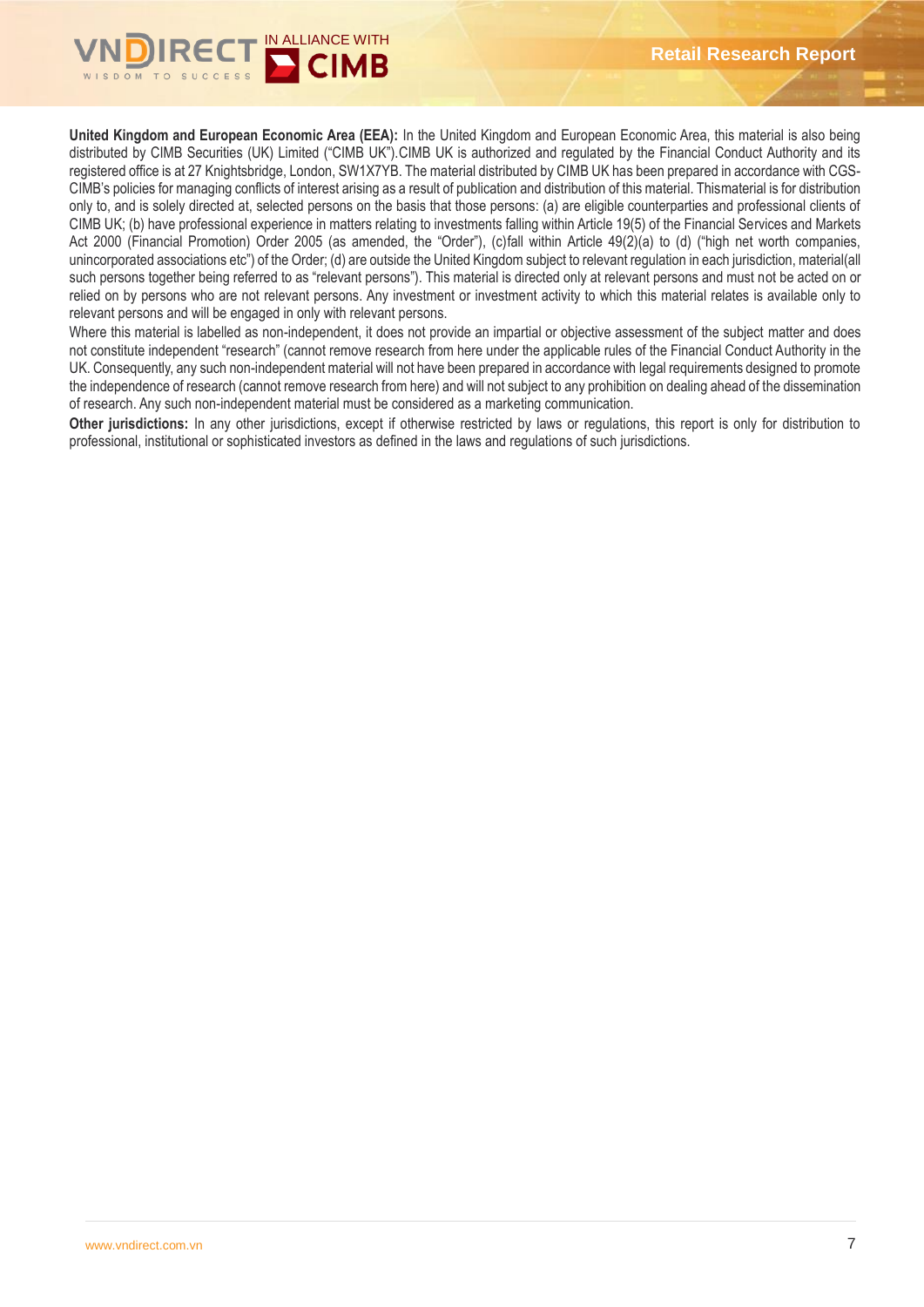**United Kingdom and European Economic Area (EEA):** In the United Kingdom and European Economic Area, this material is also being distributed by CIMB Securities (UK) Limited ("CIMB UK").CIMB UK is authorized and regulated by the Financial Conduct Authority and its registered office is at 27 Knightsbridge, London, SW1X7YB. The material distributed by CIMB UK has been prepared in accordance with CGS-CIMB's policies for managing conflicts of interest arising as a result of publication and distribution of this material. Thismaterial is for distribution only to, and is solely directed at, selected persons on the basis that those persons: (a) are eligible counterparties and professional clients of CIMB UK; (b) have professional experience in matters relating to investments falling within Article 19(5) of the Financial Services and Markets Act 2000 (Financial Promotion) Order 2005 (as amended, the "Order"), (c)fall within Article 49(2)(a) to (d) ("high net worth companies, unincorporated associations etc") of the Order; (d) are outside the United Kingdom subject to relevant regulation in each jurisdiction, material(all such persons together being referred to as "relevant persons"). This material is directed only at relevant persons and must not be acted on or relied on by persons who are not relevant persons. Any investment or investment activity to which this material relates is available only to relevant persons and will be engaged in only with relevant persons.

Where this material is labelled as non-independent, it does not provide an impartial or objective assessment of the subject matter and does not constitute independent "research" (cannot remove research from here under the applicable rules of the Financial Conduct Authority in the UK. Consequently, any such non-independent material will not have been prepared in accordance with legal requirements designed to promote the independence of research (cannot remove research from here) and will not subject to any prohibition on dealing ahead of the dissemination of research. Any such non-independent material must be considered as a marketing communication.

**Other jurisdictions:** In any other jurisdictions, except if otherwise restricted by laws or regulations, this report is only for distribution to professional, institutional or sophisticated investors as defined in the laws and regulations of such jurisdictions.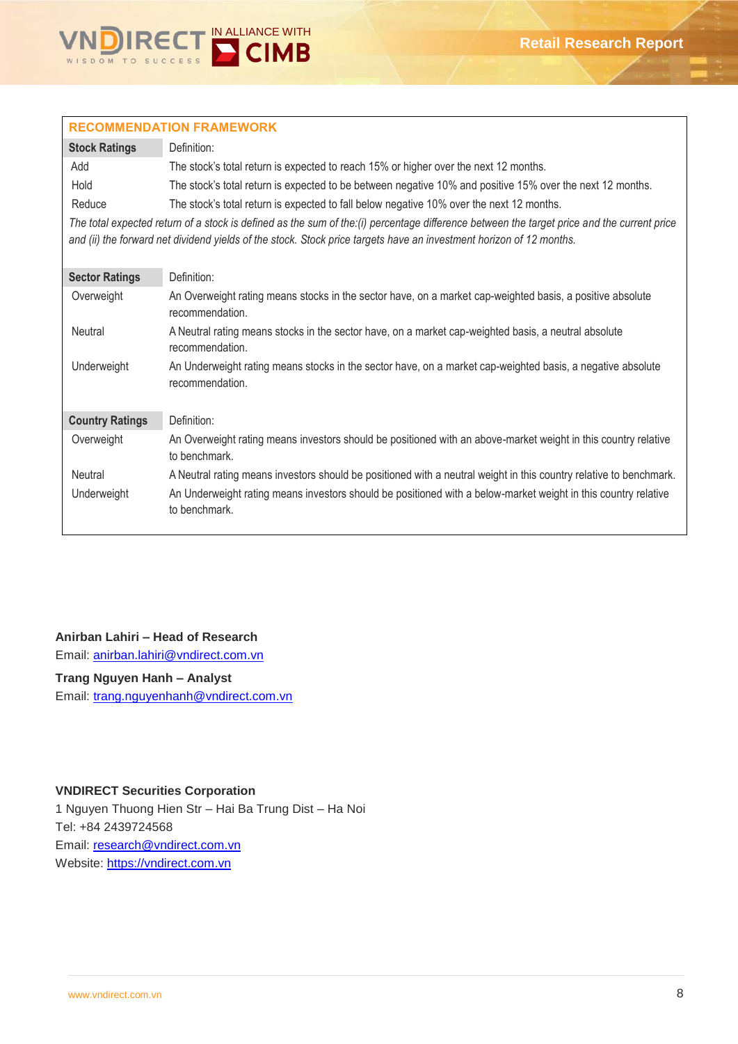## RECOMMENDATION FRAMEWORK

| **Stock Ratings** | Definition: |
|---|---|
| Add | The stock's total return is expected to reach 15% or higher over the next 12 months. |
| Hold | The stock's total return is expected to be between negative 10% and positive 15% over the next 12 months. |
| Reduce | The stock's total return is expected to fall below negative 10% over the next 12 months. |

*The total expected return of a stock is defined as the sum of the:(i) percentage difference between the target price and the current price and (ii) the forward net dividend yields of the stock. Stock price targets have an investment horizon of 12 months.*

| **Sector Ratings** | Definition: |
|---|---|
| Overweight | An Overweight rating means stocks in the sector have, on a market cap-weighted basis, a positive absolute recommendation. |
| Neutral | A Neutral rating means stocks in the sector have, on a market cap-weighted basis, a neutral absolute recommendation. |
| Underweight | An Underweight rating means stocks in the sector have, on a market cap-weighted basis, a negative absolute recommendation. |

| **Country Ratings** | Definition: |
|---|---|
| Overweight | An Overweight rating means investors should be positioned with an above-market weight in this country relative to benchmark. |
| Neutral | A Neutral rating means investors should be positioned with a neutral weight in this country relative to benchmark. |
| Underweight | An Underweight rating means investors should be positioned with a below-market weight in this country relative to benchmark. |

**Anirban Lahiri – Head of Research**
Email: anirban.lahiri@vndirect.com.vn

**Trang Nguyen Hanh – Analyst**
Email: trang.nguyenhanh@vndirect.com.vn

**VNDIRECT Securities Corporation**
1 Nguyen Thuong Hien Str – Hai Ba Trung Dist – Ha Noi
Tel: +84 2439724568
Email: research@vndirect.com.vn
Website: https://vndirect.com.vn